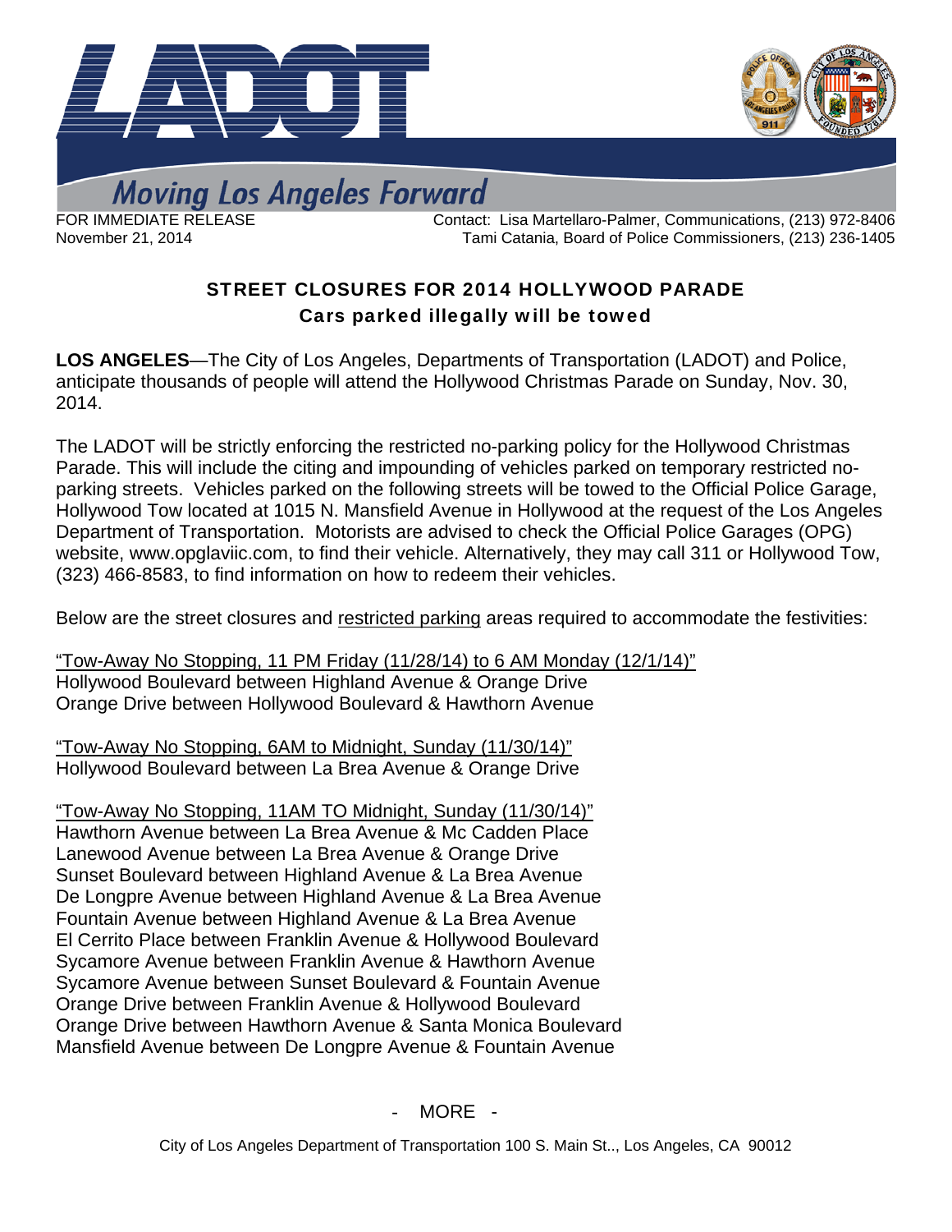Moving Los Angeles Forward

FOR IMMEDIATE RELEASE
November 21, 2014

Contact: Lisa Martellaro-Palmer, Communications, (213) 972-8406
Tami Catania, Board of Police Commissioners, (213) 236-1405

## STREET CLOSURES FOR 2014 HOLLYWOOD PARADE

### Cars parked illegally will be towed

**LOS ANGELES**—The City of Los Angeles, Departments of Transportation (LADOT) and Police, anticipate thousands of people will attend the Hollywood Christmas Parade on Sunday, Nov. 30, 2014.

The LADOT will be strictly enforcing the restricted no-parking policy for the Hollywood Christmas Parade. This will include the citing and impounding of vehicles parked on temporary restricted no-parking streets. Vehicles parked on the following streets will be towed to the Official Police Garage, Hollywood Tow located at 1015 N. Mansfield Avenue in Hollywood at the request of the Los Angeles Department of Transportation. Motorists are advised to check the Official Police Garages (OPG) website, www.opglaviic.com, to find their vehicle. Alternatively, they may call 311 or Hollywood Tow, (323) 466-8583, to find information on how to redeem their vehicles.

Below are the street closures and restricted parking areas required to accommodate the festivities:

"Tow-Away No Stopping, 11 PM Friday (11/28/14) to 6 AM Monday (12/1/14)"
Hollywood Boulevard between Highland Avenue & Orange Drive
Orange Drive between Hollywood Boulevard & Hawthorn Avenue

"Tow-Away No Stopping, 6AM to Midnight, Sunday (11/30/14)"
Hollywood Boulevard between La Brea Avenue & Orange Drive

"Tow-Away No Stopping, 11AM TO Midnight, Sunday (11/30/14)"
Hawthorn Avenue between La Brea Avenue & Mc Cadden Place
Lanewood Avenue between La Brea Avenue & Orange Drive
Sunset Boulevard between Highland Avenue & La Brea Avenue
De Longpre Avenue between Highland Avenue & La Brea Avenue
Fountain Avenue between Highland Avenue & La Brea Avenue
El Cerrito Place between Franklin Avenue & Hollywood Boulevard
Sycamore Avenue between Franklin Avenue & Hawthorn Avenue
Sycamore Avenue between Sunset Boulevard & Fountain Avenue
Orange Drive between Franklin Avenue & Hollywood Boulevard
Orange Drive between Hawthorn Avenue & Santa Monica Boulevard
Mansfield Avenue between De Longpre Avenue & Fountain Avenue

- MORE -

City of Los Angeles Department of Transportation 100 S. Main St.., Los Angeles, CA 90012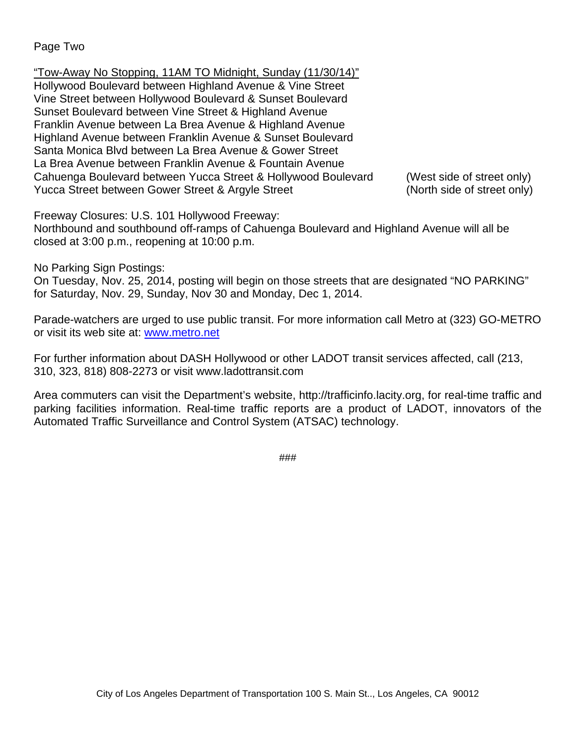<u>"Tow-Away No Stopping, 11AM TO Midnight, Sunday (11/30/14)"</u>

Hollywood Boulevard between Highland Avenue & Vine Street
Vine Street between Hollywood Boulevard & Sunset Boulevard
Sunset Boulevard between Vine Street & Highland Avenue
Franklin Avenue between La Brea Avenue & Highland Avenue
Highland Avenue between Franklin Avenue & Sunset Boulevard
Santa Monica Blvd between La Brea Avenue & Gower Street
La Brea Avenue between Franklin Avenue & Fountain Avenue
Cahuenga Boulevard between Yucca Street & Hollywood Boulevard (West side of street only)
Yucca Street between Gower Street & Argyle Street (North side of street only)

Freeway Closures: U.S. 101 Hollywood Freeway:
Northbound and southbound off-ramps of Cahuenga Boulevard and Highland Avenue will all be closed at 3:00 p.m., reopening at 10:00 p.m.

No Parking Sign Postings:
On Tuesday, Nov. 25, 2014, posting will begin on those streets that are designated "NO PARKING" for Saturday, Nov. 29, Sunday, Nov 30 and Monday, Dec 1, 2014.

Parade-watchers are urged to use public transit. For more information call Metro at (323) GO-METRO or visit its web site at: [www.metro.net](http://www.metro.net)

For further information about DASH Hollywood or other LADOT transit services affected, call (213, 310, 323, 818) 808-2273 or visit www.ladottransit.com

Area commuters can visit the Department's website, http://trafficinfo.lacity.org, for real-time traffic and parking facilities information. Real-time traffic reports are a product of LADOT, innovators of the Automated Traffic Surveillance and Control System (ATSAC) technology.

###